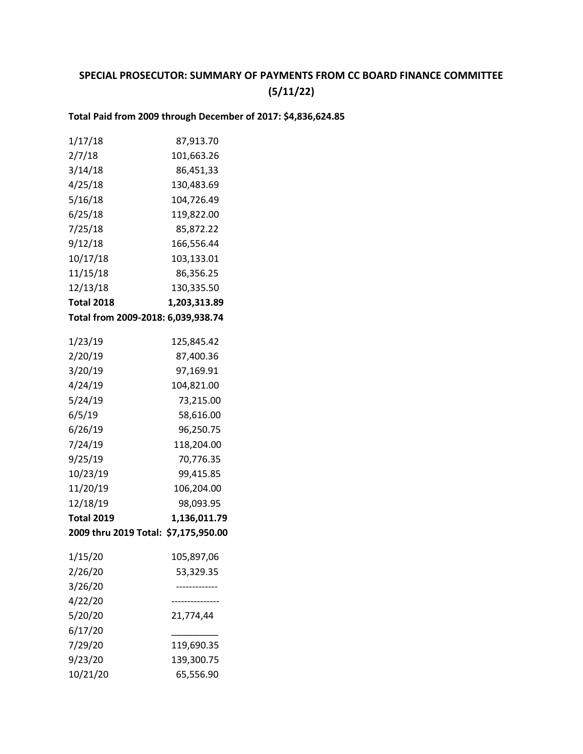# SPECIAL PROSECUTOR: SUMMARY OF PAYMENTS FROM CC BOARD FINANCE COMMITTEE (5/11/22)

**Total Paid from 2009 through December of 2017: $4,836,624.85**

| | |
|---|---|
| 1/17/18 | 87,913.70 |
| 2/7/18 | 101,663.26 |
| 3/14/18 | 86,451,33 |
| 4/25/18 | 130,483.69 |
| 5/16/18 | 104,726.49 |
| 6/25/18 | 119,822.00 |
| 7/25/18 | 85,872.22 |
| 9/12/18 | 166,556.44 |
| 10/17/18 | 103,133.01 |
| 11/15/18 | 86,356.25 |
| 12/13/18 | 130,335.50 |
| **Total 2018** | **1,203,313.89** |

**Total from 2009-2018: 6,039,938.74**

| | |
|---|---|
| 1/23/19 | 125,845.42 |
| 2/20/19 | 87,400.36 |
| 3/20/19 | 97,169.91 |
| 4/24/19 | 104,821.00 |
| 5/24/19 | 73,215.00 |
| 6/5/19 | 58,616.00 |
| 6/26/19 | 96,250.75 |
| 7/24/19 | 118,204.00 |
| 9/25/19 | 70,776.35 |
| 10/23/19 | 99,415.85 |
| 11/20/19 | 106,204.00 |
| 12/18/19 | 98,093.95 |
| **Total 2019** | **1,136,011.79** |

**2009 thru 2019 Total: $7,175,950.00**

| | |
|---|---|
| 1/15/20 | 105,897,06 |
| 2/26/20 | 53,329.35 |
| 3/26/20 | ------------- |
| 4/22/20 | -------------- |
| 5/20/20 | 21,774,44 |
| 6/17/20 | _________ |
| 7/29/20 | 119,690.35 |
| 9/23/20 | 139,300.75 |
| 10/21/20 | 65,556.90 |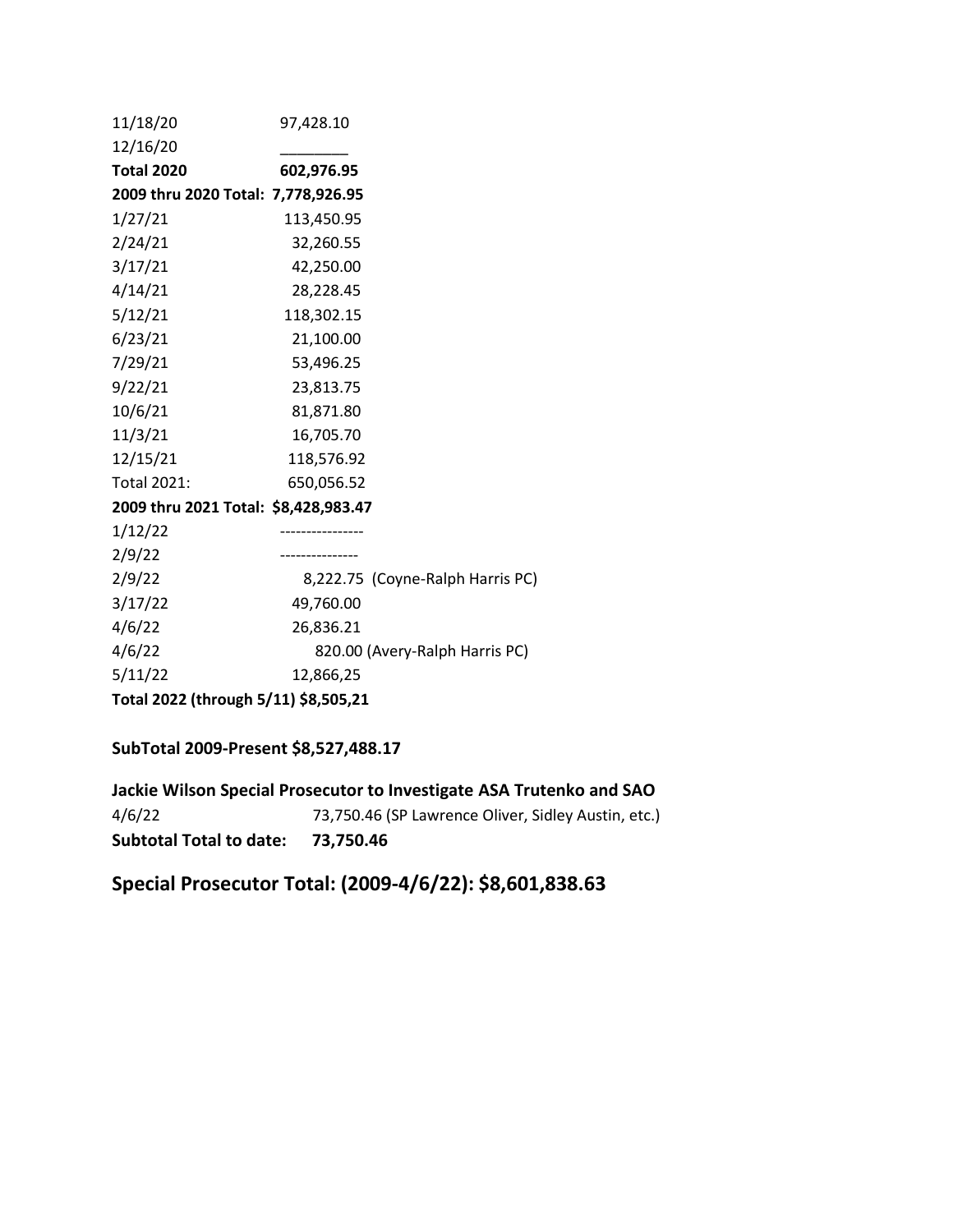| | |
|---|---|
| 11/18/20 | 97,428.10 |
| 12/16/20 | ________ |
| **Total 2020** | **602,976.95** |
| **2009 thru 2020 Total:** | **7,778,926.95** |
| 1/27/21 | 113,450.95 |
| 2/24/21 | 32,260.55 |
| 3/17/21 | 42,250.00 |
| 4/14/21 | 28,228.45 |
| 5/12/21 | 118,302.15 |
| 6/23/21 | 21,100.00 |
| 7/29/21 | 53,496.25 |
| 9/22/21 | 23,813.75 |
| 10/6/21 | 81,871.80 |
| 11/3/21 | 16,705.70 |
| 12/15/21 | 118,576.92 |
| Total 2021: | 650,056.52 |
| **2009 thru 2021 Total:** | **$8,428,983.47** |
| 1/12/22 | --------------- |
| 2/9/22 | -------------- |
| 2/9/22 | 8,222.75 (Coyne-Ralph Harris PC) |
| 3/17/22 | 49,760.00 |
| 4/6/22 | 26,836.21 |
| 4/6/22 | 820.00 (Avery-Ralph Harris PC) |
| 5/11/22 | 12,866,25 |
| **Total 2022 (through 5/11)** | **$8,505,21** |

**SubTotal 2009-Present $8,527,488.17**

**Jackie Wilson Special Prosecutor to Investigate ASA Trutenko and SAO**

| | |
|---|---|
| 4/6/22 | 73,750.46 (SP Lawrence Oliver, Sidley Austin, etc.) |
| **Subtotal Total to date:** | **73,750.46** |

## Special Prosecutor Total: (2009-4/6/22): $8,601,838.63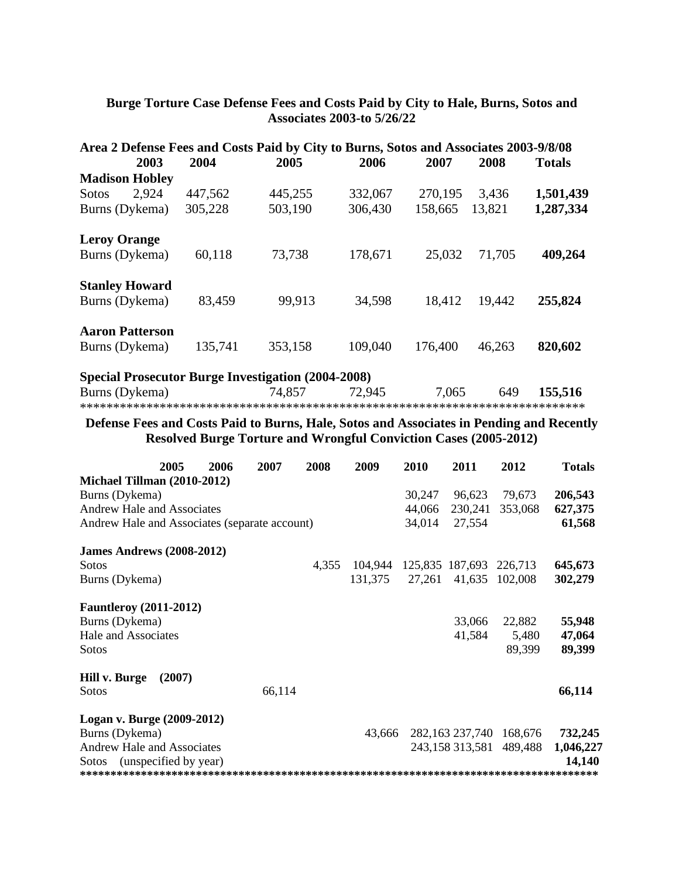# Burge Torture Case Defense Fees and Costs Paid by City to Hale, Burns, Sotos and Associates 2003-to 5/26/22

## Area 2 Defense Fees and Costs Paid by City to Burns, Sotos and Associates 2003-9/8/08

| | 2003 | 2004 | 2005 | 2006 | 2007 | 2008 | Totals |
|---|---|---|---|---|---|---|---|
| **Madison Hobley** | | | | | | | |
| Sotos | 2,924 | 447,562 | 445,255 | 332,067 | 270,195 | 3,436 | **1,501,439** |
| Burns (Dykema) | | 305,228 | 503,190 | 306,430 | 158,665 | 13,821 | **1,287,334** |
| **Leroy Orange** | | | | | | | |
| Burns (Dykema) | | 60,118 | 73,738 | 178,671 | 25,032 | 71,705 | **409,264** |
| **Stanley Howard** | | | | | | | |
| Burns (Dykema) | | 83,459 | 99,913 | 34,598 | 18,412 | 19,442 | **255,824** |
| **Aaron Patterson** | | | | | | | |
| Burns (Dykema) | | 135,741 | 353,158 | 109,040 | 176,400 | 46,263 | **820,602** |
| **Special Prosecutor Burge Investigation (2004-2008)** | | | | | | | |
| Burns (Dykema) | | | 74,857 | 72,945 | 7,065 | 649 | **155,516** |

*****************************************************************************

## Defense Fees and Costs Paid to Burns, Hale, Sotos and Associates in Pending and Recently Resolved Burge Torture and Wrongful Conviction Cases (2005-2012)

| | 2005 | 2006 | 2007 | 2008 | 2009 | 2010 | 2011 | 2012 | Totals |
|---|---|---|---|---|---|---|---|---|---|
| **Michael Tillman (2010-2012)** | | | | | | | | | |
| Burns (Dykema) | | | | | | 30,247 | 96,623 | 79,673 | **206,543** |
| Andrew Hale and Associates | | | | | | 44,066 | 230,241 | 353,068 | **627,375** |
| Andrew Hale and Associates (separate account) | | | | | | 34,014 | 27,554 | | **61,568** |
| **James Andrews (2008-2012)** | | | | | | | | | |
| Sotos | | | | 4,355 | 104,944 | 125,835 | 187,693 | 226,713 | **645,673** |
| Burns (Dykema) | | | | | 131,375 | 27,261 | 41,635 | 102,008 | **302,279** |
| **Fauntleroy (2011-2012)** | | | | | | | | | |
| Burns (Dykema) | | | | | | | 33,066 | 22,882 | **55,948** |
| Hale and Associates | | | | | | | 41,584 | 5,480 | **47,064** |
| Sotos | | | | | | | | 89,399 | **89,399** |
| **Hill v. Burge (2007)** | | | | | | | | | |
| Sotos | | | 66,114 | | | | | | **66,114** |
| **Logan v. Burge (2009-2012)** | | | | | | | | | |
| Burns (Dykema) | | | | | 43,666 | 282,163 | 237,740 | 168,676 | **732,245** |
| Andrew Hale and Associates | | | | | | 243,158 | 313,581 | 489,488 | **1,046,227** |
| Sotos (unspecified by year) | | | | | | | | | **14,140** |

**********************************************************************************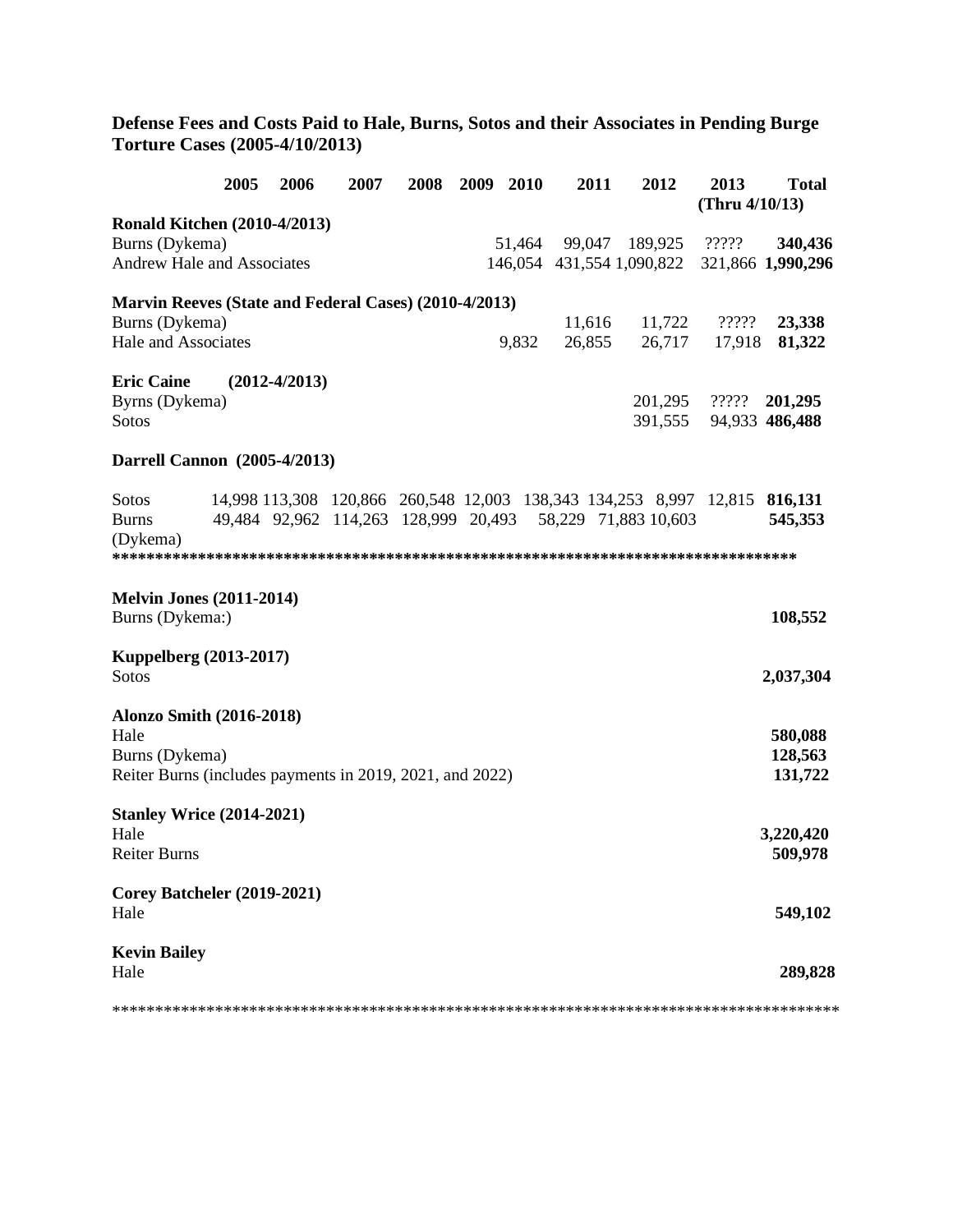**Defense Fees and Costs Paid to Hale, Burns, Sotos and their Associates in Pending Burge Torture Cases (2005-4/10/2013)**

| | 2005 | 2006 | 2007 | 2008 | 2009 | 2010 | 2011 | 2012 | 2013 (Thru 4/10/13) | Total |
|---|---|---|---|---|---|---|---|---|---|---|
| **Ronald Kitchen (2010-4/2013)** | | | | | | | | | | |
| Burns (Dykema) | | | | | | 51,464 | 99,047 | 189,925 | ????? | **340,436** |
| Andrew Hale and Associates | | | | | | 146,054 | 431,554 | 1,090,822 | 321,866 | **1,990,296** |
| **Marvin Reeves (State and Federal Cases) (2010-4/2013)** | | | | | | | | | | |
| Burns (Dykema) | | | | | | | 11,616 | 11,722 | ????? | **23,338** |
| Hale and Associates | | | | | | 9,832 | 26,855 | 26,717 | 17,918 | **81,322** |
| **Eric Caine (2012-4/2013)** | | | | | | | | | | |
| Byrns (Dykema) | | | | | | | | 201,295 | ????? | **201,295** |
| Sotos | | | | | | | | 391,555 | 94,933 | **486,488** |
| **Darrell Cannon (2005-4/2013)** | | | | | | | | | | |
| Sotos | 14,998 | 113,308 | 120,866 | 260,548 | 12,003 | 138,343 | 134,253 | 8,997 | 12,815 | **816,131** |
| Burns (Dykema) | 49,484 | 92,962 | 114,263 | 128,999 | 20,493 | 58,229 | 71,883 | 10,603 | | **545,353** |

********************************************************************************

| | Total |
|---|---|
| **Melvin Jones (2011-2014)** | |
| Burns (Dykema:) | **108,552** |
| **Kuppelberg (2013-2017)** | |
| Sotos | **2,037,304** |
| **Alonzo Smith (2016-2018)** | |
| Hale | **580,088** |
| Burns (Dykema) | **128,563** |
| Reiter Burns (includes payments in 2019, 2021, and 2022) | **131,722** |
| **Stanley Wrice (2014-2021)** | |
| Hale | **3,220,420** |
| Reiter Burns | **509,978** |
| **Corey Batcheler (2019-2021)** | |
| Hale | **549,102** |
| **Kevin Bailey** | |
| Hale | **289,828** |

********************************************************************************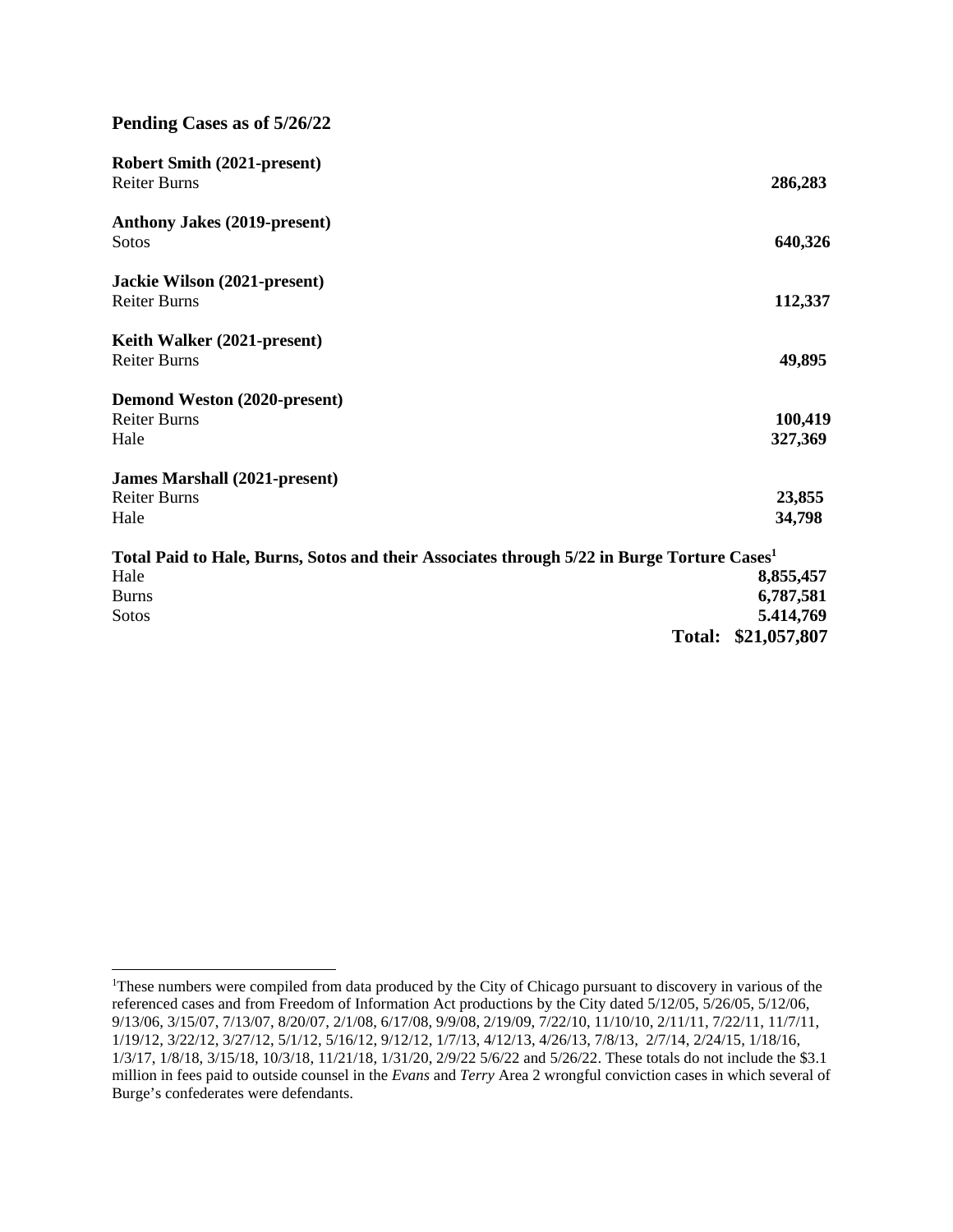## Pending Cases as of 5/26/22

| | |
|---|---|
| **Robert Smith (2021-present)** | |
| Reiter Burns | **286,283** |
| **Anthony Jakes (2019-present)** | |
| Sotos | **640,326** |
| **Jackie Wilson (2021-present)** | |
| Reiter Burns | **112,337** |
| **Keith Walker (2021-present)** | |
| Reiter Burns | **49,895** |
| **Demond Weston (2020-present)** | |
| Reiter Burns | **100,419** |
| Hale | **327,369** |
| **James Marshall (2021-present)** | |
| Reiter Burns | **23,855** |
| Hale | **34,798** |

**Total Paid to Hale, Burns, Sotos and their Associates through 5/22 in Burge Torture Cases[1]**

| | |
|---|---|
| Hale | **8,855,457** |
| Burns | **6,787,581** |
| Sotos | **5.414,769** |
| | **Total: $21,057,807** |

[1]These numbers were compiled from data produced by the City of Chicago pursuant to discovery in various of the referenced cases and from Freedom of Information Act productions by the City dated 5/12/05, 5/26/05, 5/12/06, 9/13/06, 3/15/07, 7/13/07, 8/20/07, 2/1/08, 6/17/08, 9/9/08, 2/19/09, 7/22/10, 11/10/10, 2/11/11, 7/22/11, 11/7/11, 1/19/12, 3/22/12, 3/27/12, 5/1/12, 5/16/12, 9/12/12, 1/7/13, 4/12/13, 4/26/13, 7/8/13, 2/7/14, 2/24/15, 1/18/16, 1/3/17, 1/8/18, 3/15/18, 10/3/18, 11/21/18, 1/31/20, 2/9/22 5/6/22 and 5/26/22. These totals do not include the $3.1 million in fees paid to outside counsel in the *Evans* and *Terry* Area 2 wrongful conviction cases in which several of Burge's confederates were defendants.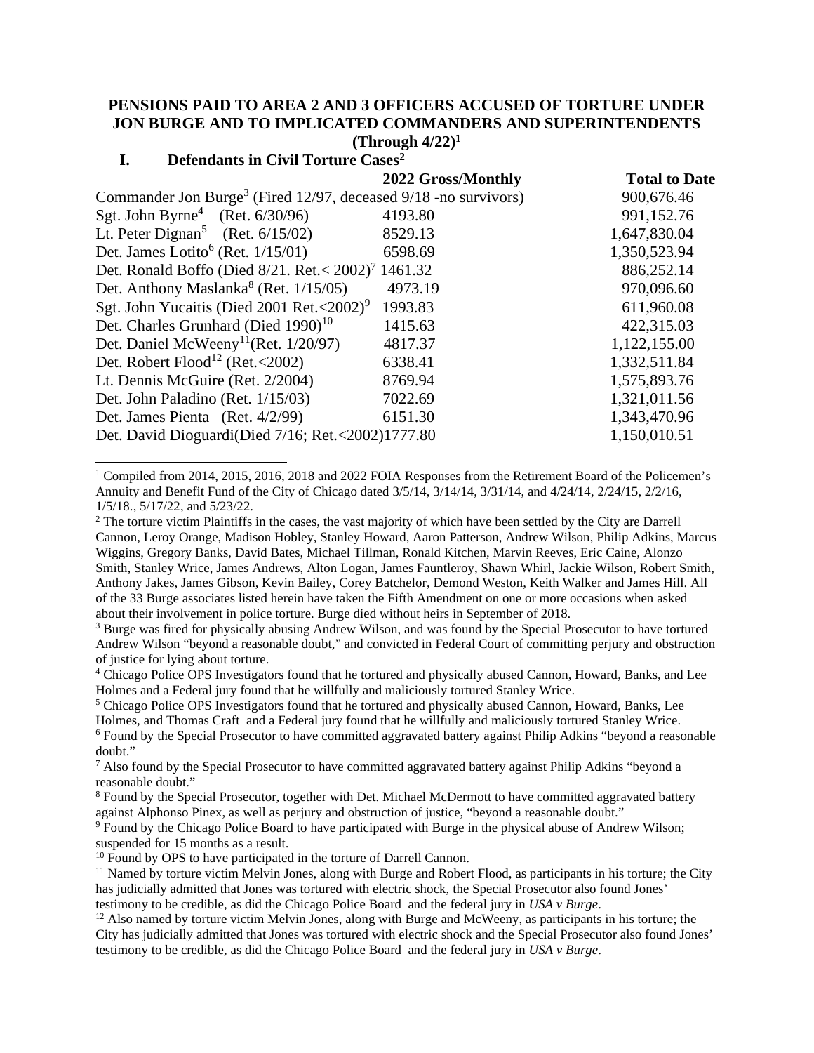**PENSIONS PAID TO AREA 2 AND 3 OFFICERS ACCUSED OF TORTURE UNDER JON BURGE AND TO IMPLICATED COMMANDERS AND SUPERINTENDENTS (Through 4/22)[1]**

## I. Defendants in Civil Torture Cases[2]

| | 2022 Gross/Monthly | Total to Date |
|---|---|---|
| Commander Jon Burge[3] (Fired 12/97, deceased 9/18 -no survivors) | | 900,676.46 |
| Sgt. John Byrne[4] (Ret. 6/30/96) | 4193.80 | 991,152.76 |
| Lt. Peter Dignan[5] (Ret. 6/15/02) | 8529.13 | 1,647,830.04 |
| Det. James Lotito[6] (Ret. 1/15/01) | 6598.69 | 1,350,523.94 |
| Det. Ronald Boffo (Died 8/21. Ret.< 2002)[7] | 1461.32 | 886,252.14 |
| Det. Anthony Maslanka[8] (Ret. 1/15/05) | 4973.19 | 970,096.60 |
| Sgt. John Yucaitis (Died 2001 Ret.<2002)[9] | 1993.83 | 611,960.08 |
| Det. Charles Grunhard (Died 1990)[10] | 1415.63 | 422,315.03 |
| Det. Daniel McWeeny[11](Ret. 1/20/97) | 4817.37 | 1,122,155.00 |
| Det. Robert Flood[12] (Ret.<2002) | 6338.41 | 1,332,511.84 |
| Lt. Dennis McGuire (Ret. 2/2004) | 8769.94 | 1,575,893.76 |
| Det. John Paladino (Ret. 1/15/03) | 7022.69 | 1,321,011.56 |
| Det. James Pienta (Ret. 4/2/99) | 6151.30 | 1,343,470.96 |
| Det. David Dioguardi(Died 7/16; Ret.<2002) | 1777.80 | 1,150,010.51 |

---

[1] Compiled from 2014, 2015, 2016, 2018 and 2022 FOIA Responses from the Retirement Board of the Policemen's Annuity and Benefit Fund of the City of Chicago dated 3/5/14, 3/14/14, 3/31/14, and 4/24/14, 2/24/15, 2/2/16, 1/5/18., 5/17/22, and 5/23/22.

[2] The torture victim Plaintiffs in the cases, the vast majority of which have been settled by the City are Darrell Cannon, Leroy Orange, Madison Hobley, Stanley Howard, Aaron Patterson, Andrew Wilson, Philip Adkins, Marcus Wiggins, Gregory Banks, David Bates, Michael Tillman, Ronald Kitchen, Marvin Reeves, Eric Caine, Alonzo Smith, Stanley Wrice, James Andrews, Alton Logan, James Fauntleroy, Shawn Whirl, Jackie Wilson, Robert Smith, Anthony Jakes, James Gibson, Kevin Bailey, Corey Batchelor, Demond Weston, Keith Walker and James Hill. All of the 33 Burge associates listed herein have taken the Fifth Amendment on one or more occasions when asked about their involvement in police torture. Burge died without heirs in September of 2018.

[3] Burge was fired for physically abusing Andrew Wilson, and was found by the Special Prosecutor to have tortured Andrew Wilson "beyond a reasonable doubt," and convicted in Federal Court of committing perjury and obstruction of justice for lying about torture.

[4] Chicago Police OPS Investigators found that he tortured and physically abused Cannon, Howard, Banks, and Lee Holmes and a Federal jury found that he willfully and maliciously tortured Stanley Wrice.

[5] Chicago Police OPS Investigators found that he tortured and physically abused Cannon, Howard, Banks, Lee Holmes, and Thomas Craft and a Federal jury found that he willfully and maliciously tortured Stanley Wrice.

[6] Found by the Special Prosecutor to have committed aggravated battery against Philip Adkins "beyond a reasonable doubt."

[7] Also found by the Special Prosecutor to have committed aggravated battery against Philip Adkins "beyond a reasonable doubt."

[8] Found by the Special Prosecutor, together with Det. Michael McDermott to have committed aggravated battery against Alphonso Pinex, as well as perjury and obstruction of justice, "beyond a reasonable doubt."

[9] Found by the Chicago Police Board to have participated with Burge in the physical abuse of Andrew Wilson; suspended for 15 months as a result.

[10] Found by OPS to have participated in the torture of Darrell Cannon.

[11] Named by torture victim Melvin Jones, along with Burge and Robert Flood, as participants in his torture; the City has judicially admitted that Jones was tortured with electric shock, the Special Prosecutor also found Jones' testimony to be credible, as did the Chicago Police Board and the federal jury in *USA v Burge*.

[12] Also named by torture victim Melvin Jones, along with Burge and McWeeny, as participants in his torture; the City has judicially admitted that Jones was tortured with electric shock and the Special Prosecutor also found Jones' testimony to be credible, as did the Chicago Police Board and the federal jury in *USA v Burge*.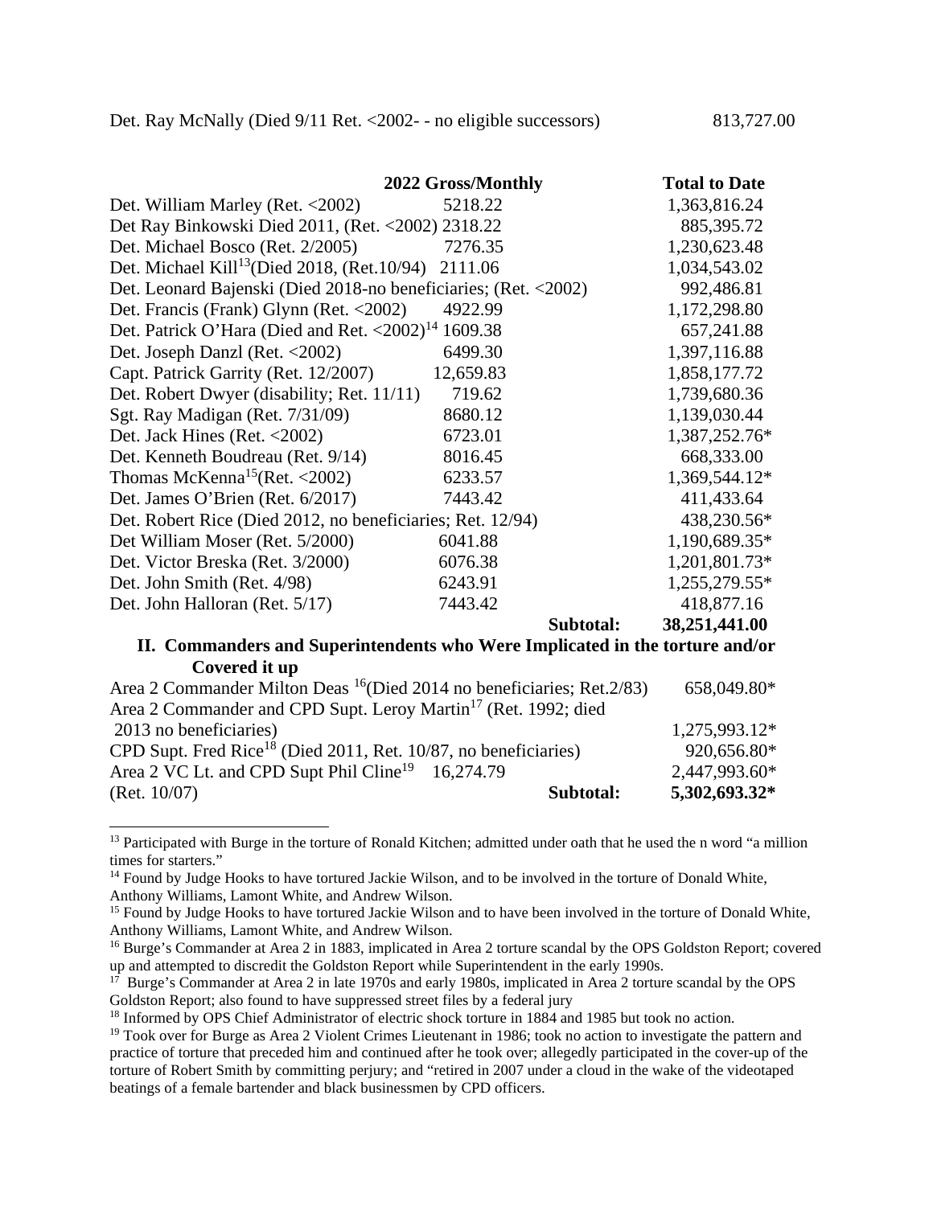Det. Ray McNally (Died 9/11 Ret. <2002- - no eligible successors) 813,727.00

| | 2022 Gross/Monthly | Total to Date |
|---|---|---|
| Det. William Marley (Ret. <2002) | 5218.22 | 1,363,816.24 |
| Det Ray Binkowski Died 2011, (Ret. <2002) | 2318.22 | 885,395.72 |
| Det. Michael Bosco (Ret. 2/2005) | 7276.35 | 1,230,623.48 |
| Det. Michael Kill[13](Died 2018, (Ret.10/94) | 2111.06 | 1,034,543.02 |
| Det. Leonard Bajenski (Died 2018-no beneficiaries; (Ret. <2002) | | 992,486.81 |
| Det. Francis (Frank) Glynn (Ret. <2002) | 4922.99 | 1,172,298.80 |
| Det. Patrick O'Hara (Died and Ret. <2002)[14] | 1609.38 | 657,241.88 |
| Det. Joseph Danzl (Ret. <2002) | 6499.30 | 1,397,116.88 |
| Capt. Patrick Garrity (Ret. 12/2007) | 12,659.83 | 1,858,177.72 |
| Det. Robert Dwyer (disability; Ret. 11/11) | 719.62 | 1,739,680.36 |
| Sgt. Ray Madigan (Ret. 7/31/09) | 8680.12 | 1,139,030.44 |
| Det. Jack Hines (Ret. <2002) | 6723.01 | 1,387,252.76* |
| Det. Kenneth Boudreau (Ret. 9/14) | 8016.45 | 668,333.00 |
| Thomas McKenna[15](Ret. <2002) | 6233.57 | 1,369,544.12* |
| Det. James O'Brien (Ret. 6/2017) | 7443.42 | 411,433.64 |
| Det. Robert Rice (Died 2012, no beneficiaries; Ret. 12/94) | | 438,230.56* |
| Det William Moser (Ret. 5/2000) | 6041.88 | 1,190,689.35* |
| Det. Victor Breska (Ret. 3/2000) | 6076.38 | 1,201,801.73* |
| Det. John Smith (Ret. 4/98) | 6243.91 | 1,255,279.55* |
| Det. John Halloran (Ret. 5/17) | 7443.42 | 418,877.16 |
| | **Subtotal:** | **38,251,441.00** |

## II. Commanders and Superintendents who Were Implicated in the torture and/or Covered it up

| | | |
|---|---|---|
| Area 2 Commander Milton Deas [16](Died 2014 no beneficiaries; Ret.2/83) | | 658,049.80* |
| Area 2 Commander and CPD Supt. Leroy Martin[17] (Ret. 1992; died 2013 no beneficiaries) | | 1,275,993.12* |
| CPD Supt. Fred Rice[18] (Died 2011, Ret. 10/87, no beneficiaries) | | 920,656.80* |
| Area 2 VC Lt. and CPD Supt Phil Cline[19] (Ret. 10/07) | 16,274.79 | 2,447,993.60* |
| | **Subtotal:** | **5,302,693.32*** |

[13] Participated with Burge in the torture of Ronald Kitchen; admitted under oath that he used the n word "a million times for starters."

[14] Found by Judge Hooks to have tortured Jackie Wilson, and to be involved in the torture of Donald White, Anthony Williams, Lamont White, and Andrew Wilson.

[15] Found by Judge Hooks to have tortured Jackie Wilson and to have been involved in the torture of Donald White, Anthony Williams, Lamont White, and Andrew Wilson.

[16] Burge's Commander at Area 2 in 1883, implicated in Area 2 torture scandal by the OPS Goldston Report; covered up and attempted to discredit the Goldston Report while Superintendent in the early 1990s.

[17] Burge's Commander at Area 2 in late 1970s and early 1980s, implicated in Area 2 torture scandal by the OPS Goldston Report; also found to have suppressed street files by a federal jury

[18] Informed by OPS Chief Administrator of electric shock torture in 1884 and 1985 but took no action.

[19] Took over for Burge as Area 2 Violent Crimes Lieutenant in 1986; took no action to investigate the pattern and practice of torture that preceded him and continued after he took over; allegedly participated in the cover-up of the torture of Robert Smith by committing perjury; and "retired in 2007 under a cloud in the wake of the videotaped beatings of a female bartender and black businessmen by CPD officers.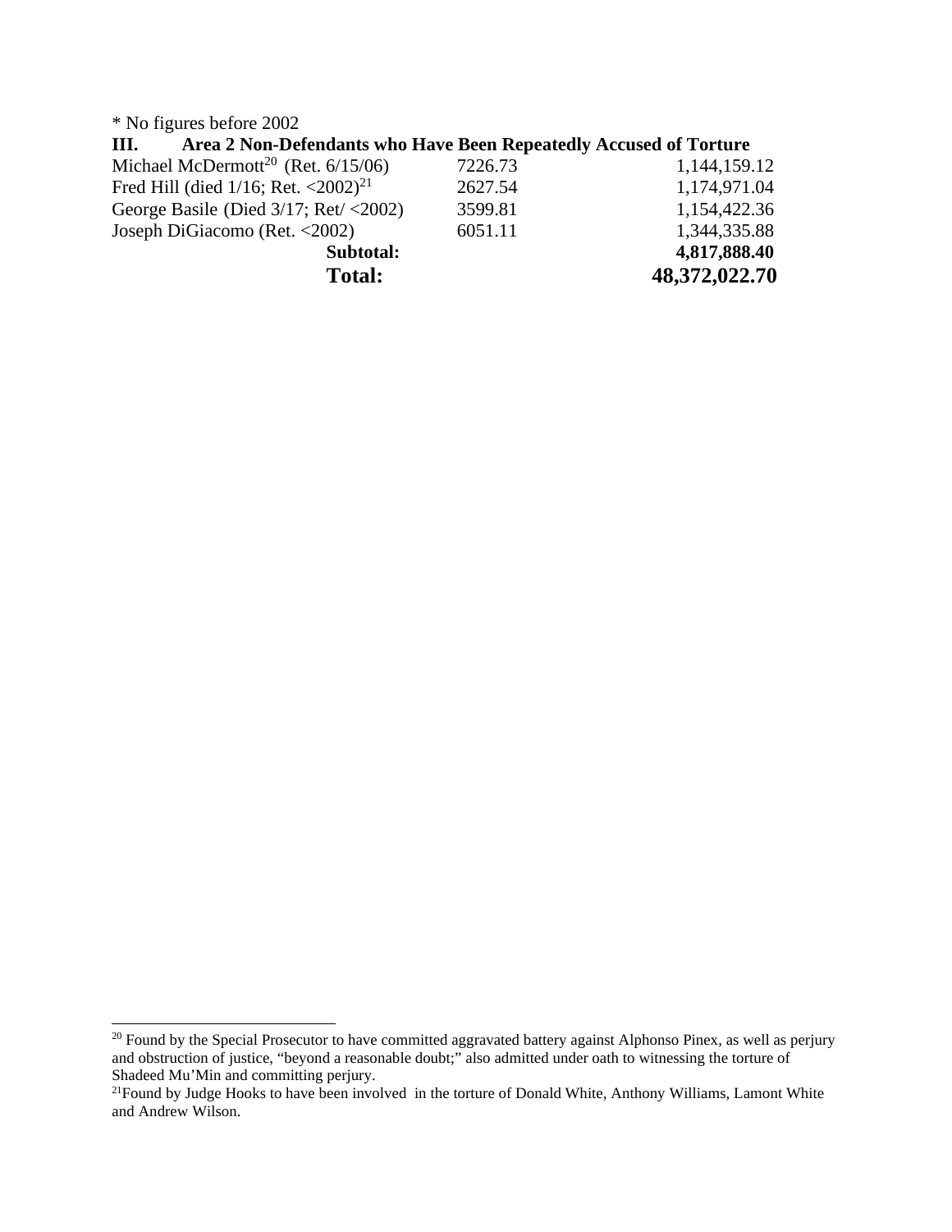* No figures before 2002

| III. Area 2 Non-Defendants who Have Been Repeatedly Accused of Torture | | |
|---|---|---|
| Michael McDermott[20] (Ret. 6/15/06) | 7226.73 | 1,144,159.12 |
| Fred Hill (died 1/16; Ret. <2002)[21] | 2627.54 | 1,174,971.04 |
| George Basile (Died 3/17; Ret/ <2002) | 3599.81 | 1,154,422.36 |
| Joseph DiGiacomo (Ret. <2002) | 6051.11 | 1,344,335.88 |
| **Subtotal:** | | **4,817,888.40** |
| **Total:** | | **48,372,022.70** |

---

[20] Found by the Special Prosecutor to have committed aggravated battery against Alphonso Pinex, as well as perjury and obstruction of justice, "beyond a reasonable doubt;" also admitted under oath to witnessing the torture of Shadeed Mu'Min and committing perjury.

[21] Found by Judge Hooks to have been involved in the torture of Donald White, Anthony Williams, Lamont White and Andrew Wilson.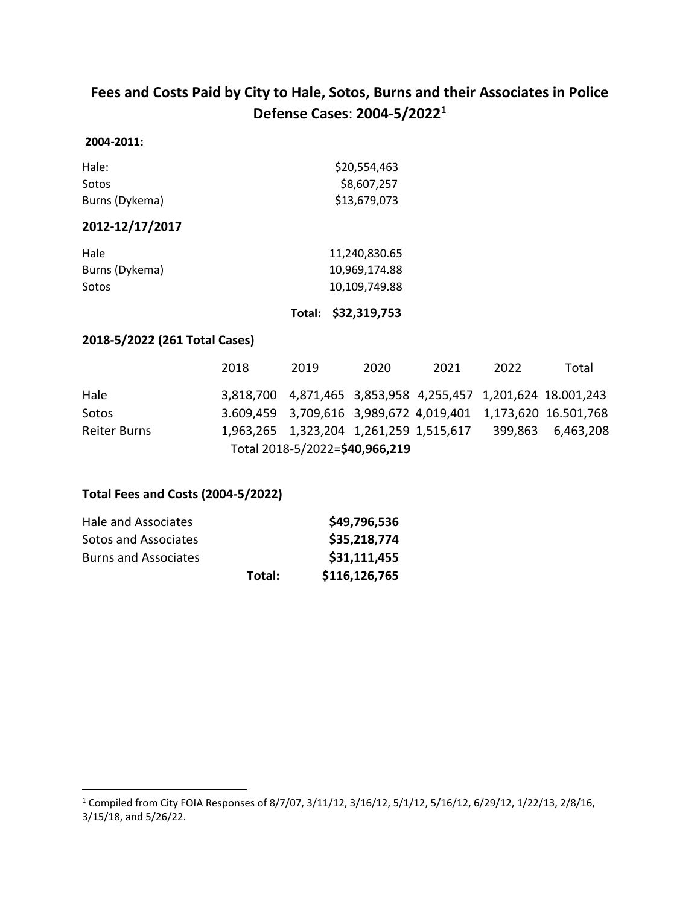## Fees and Costs Paid by City to Hale, Sotos, Burns and their Associates in Police Defense Cases: 2004-5/2022[1]

**2004-2011:**

| | |
|---|---|
| Hale: | $20,554,463 |
| Sotos | $8,607,257 |
| Burns (Dykema) | $13,679,073 |

**2012-12/17/2017**

| | |
|---|---|
| Hale | 11,240,830.65 |
| Burns (Dykema) | 10,969,174.88 |
| Sotos | 10,109,749.88 |
| **Total:** | **$32,319,753** |

**2018-5/2022 (261 Total Cases)**

| | 2018 | 2019 | 2020 | 2021 | 2022 | Total |
|---|---|---|---|---|---|---|
| Hale | 3,818,700 | 4,871,465 | 3,853,958 | 4,255,457 | 1,201,624 | 18.001,243 |
| Sotos | 3.609,459 | 3,709,616 | 3,989,672 | 4,019,401 | 1,173,620 | 16.501,768 |
| Reiter Burns | 1,963,265 | 1,323,204 | 1,261,259 | 1,515,617 | 399,863 | 6,463,208 |

Total 2018-5/2022=**$40,966,219**

**Total Fees and Costs (2004-5/2022)**

| | |
|---|---|
| Hale and Associates | **$49,796,536** |
| Sotos and Associates | **$35,218,774** |
| Burns and Associates | **$31,111,455** |
| **Total:** | **$116,126,765** |

[1] Compiled from City FOIA Responses of 8/7/07, 3/11/12, 3/16/12, 5/1/12, 5/16/12, 6/29/12, 1/22/13, 2/8/16, 3/15/18, and 5/26/22.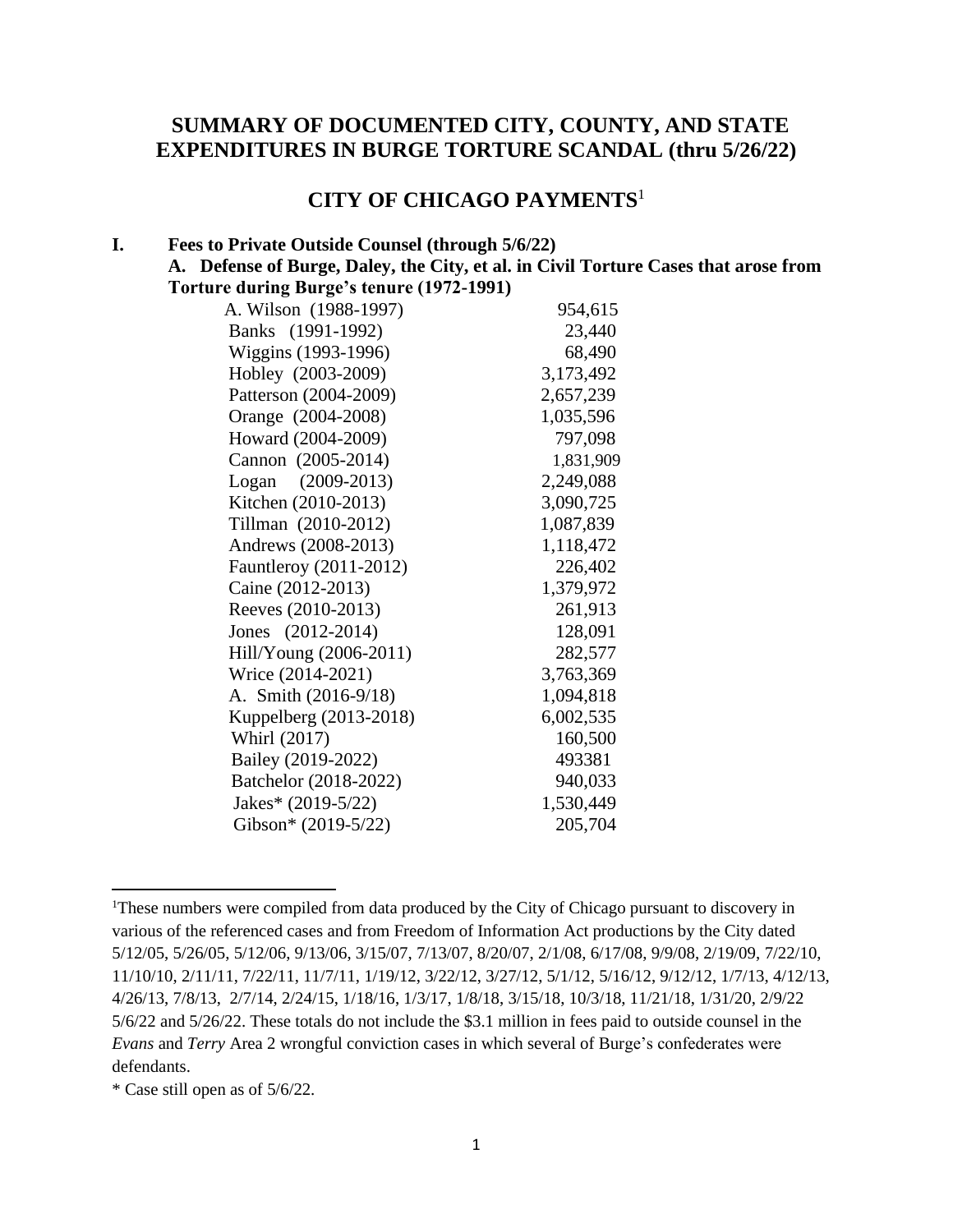# SUMMARY OF DOCUMENTED CITY, COUNTY, AND STATE EXPENDITURES IN BURGE TORTURE SCANDAL (thru 5/26/22)

## CITY OF CHICAGO PAYMENTS[1]

**I. Fees to Private Outside Counsel (through 5/6/22)**

**A. Defense of Burge, Daley, the City, et al. in Civil Torture Cases that arose from Torture during Burge's tenure (1972-1991)**

| Case | Amount |
|---|---|
| A. Wilson (1988-1997) | 954,615 |
| Banks (1991-1992) | 23,440 |
| Wiggins (1993-1996) | 68,490 |
| Hobley (2003-2009) | 3,173,492 |
| Patterson (2004-2009) | 2,657,239 |
| Orange (2004-2008) | 1,035,596 |
| Howard (2004-2009) | 797,098 |
| Cannon (2005-2014) | 1,831,909 |
| Logan (2009-2013) | 2,249,088 |
| Kitchen (2010-2013) | 3,090,725 |
| Tillman (2010-2012) | 1,087,839 |
| Andrews (2008-2013) | 1,118,472 |
| Fauntleroy (2011-2012) | 226,402 |
| Caine (2012-2013) | 1,379,972 |
| Reeves (2010-2013) | 261,913 |
| Jones (2012-2014) | 128,091 |
| Hill/Young (2006-2011) | 282,577 |
| Wrice (2014-2021) | 3,763,369 |
| A. Smith (2016-9/18) | 1,094,818 |
| Kuppelberg (2013-2018) | 6,002,535 |
| Whirl (2017) | 160,500 |
| Bailey (2019-2022) | 493381 |
| Batchelor (2018-2022) | 940,033 |
| Jakes* (2019-5/22) | 1,530,449 |
| Gibson* (2019-5/22) | 205,704 |

[1] These numbers were compiled from data produced by the City of Chicago pursuant to discovery in various of the referenced cases and from Freedom of Information Act productions by the City dated 5/12/05, 5/26/05, 5/12/06, 9/13/06, 3/15/07, 7/13/07, 8/20/07, 2/1/08, 6/17/08, 9/9/08, 2/19/09, 7/22/10, 11/10/10, 2/11/11, 7/22/11, 11/7/11, 1/19/12, 3/22/12, 3/27/12, 5/1/12, 5/16/12, 9/12/12, 1/7/13, 4/12/13, 4/26/13, 7/8/13, 2/7/14, 2/24/15, 1/18/16, 1/3/17, 1/8/18, 3/15/18, 10/3/18, 11/21/18, 1/31/20, 2/9/22 5/6/22 and 5/26/22. These totals do not include the $3.1 million in fees paid to outside counsel in the *Evans* and *Terry* Area 2 wrongful conviction cases in which several of Burge's confederates were defendants.

\* Case still open as of 5/6/22.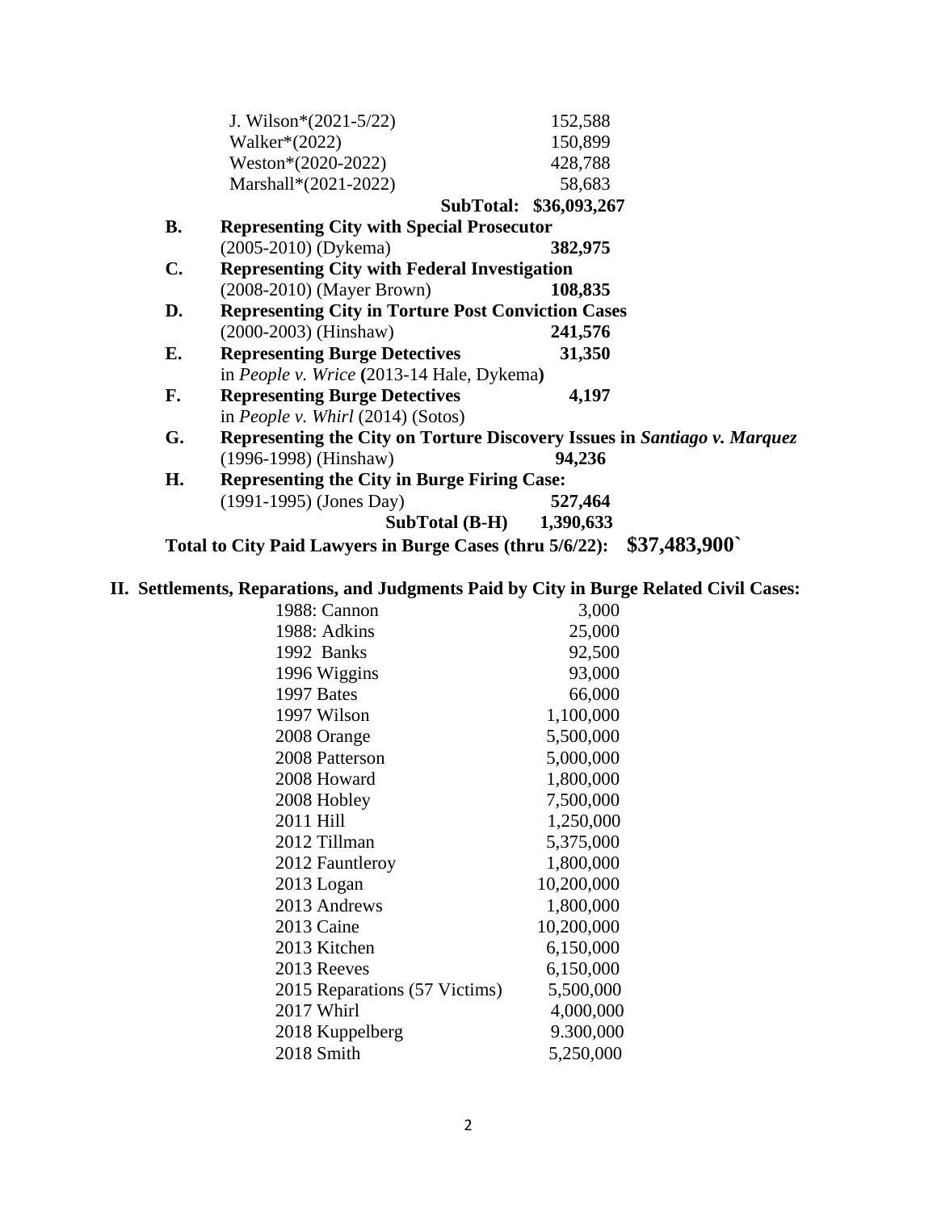| | |
|---|---|
| J. Wilson*(2021-5/22) | 152,588 |
| Walker*(2022) | 150,899 |
| Weston*(2020-2022) | 428,788 |
| Marshall*(2021-2022) | 58,683 |
| **SubTotal:** | **$36,093,267** |

**B. Representing City with Special Prosecutor**
(2005-2010) (Dykema) **382,975**

**C. Representing City with Federal Investigation**
(2008-2010) (Mayer Brown) **108,835**

**D. Representing City in Torture Post Conviction Cases**
(2000-2003) (Hinshaw) **241,576**

**E. Representing Burge Detectives** **31,350**
in *People v. Wrice* **(**2013-14 Hale, Dykema**)**

**F. Representing Burge Detectives** **4,197**
in *People v. Whirl* (2014) (Sotos)

**G. Representing the City on Torture Discovery Issues in *Santiago v. Marquez***
(1996-1998) (Hinshaw) **94,236**

**H. Representing the City in Burge Firing Case:**
(1991-1995) (Jones Day) **527,464**

**SubTotal (B-H) 1,390,633**

**Total to City Paid Lawyers in Burge Cases (thru 5/6/22): $37,483,900`**

## II. Settlements, Reparations, and Judgments Paid by City in Burge Related Civil Cases:

| | |
|---|---|
| 1988: Cannon | 3,000 |
| 1988: Adkins | 25,000 |
| 1992 Banks | 92,500 |
| 1996 Wiggins | 93,000 |
| 1997 Bates | 66,000 |
| 1997 Wilson | 1,100,000 |
| 2008 Orange | 5,500,000 |
| 2008 Patterson | 5,000,000 |
| 2008 Howard | 1,800,000 |
| 2008 Hobley | 7,500,000 |
| 2011 Hill | 1,250,000 |
| 2012 Tillman | 5,375,000 |
| 2012 Fauntleroy | 1,800,000 |
| 2013 Logan | 10,200,000 |
| 2013 Andrews | 1,800,000 |
| 2013 Caine | 10,200,000 |
| 2013 Kitchen | 6,150,000 |
| 2013 Reeves | 6,150,000 |
| 2015 Reparations (57 Victims) | 5,500,000 |
| 2017 Whirl | 4,000,000 |
| 2018 Kuppelberg | 9.300,000 |
| 2018 Smith | 5,250,000 |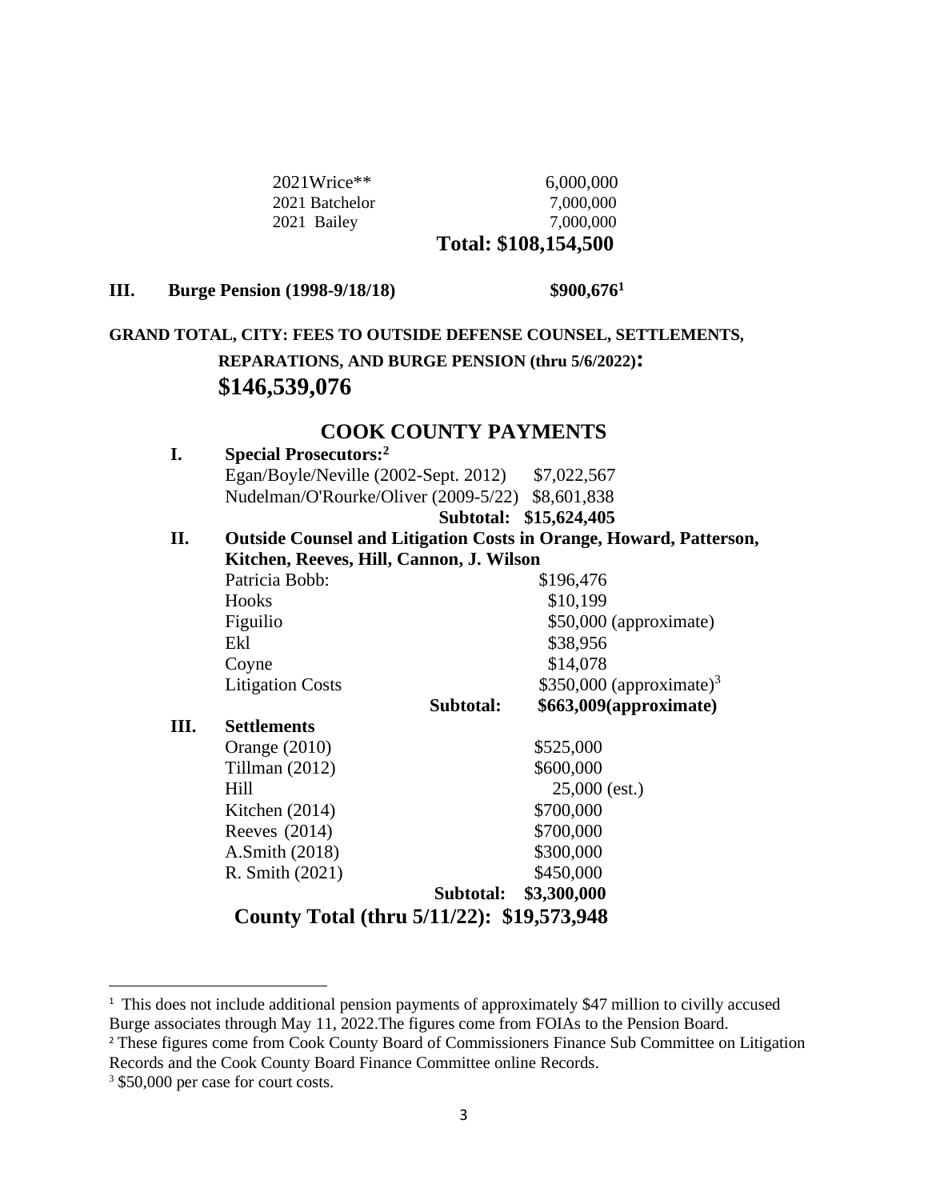| | |
|---|---|
| 2021Wrice** | 6,000,000 |
| 2021 Batchelor | 7,000,000 |
| 2021 Bailey | 7,000,000 |
| | **Total: $108,154,500** |

**III. Burge Pension (1998-9/18/18) $900,676[1]**

**GRAND TOTAL, CITY: FEES TO OUTSIDE DEFENSE COUNSEL, SETTLEMENTS, REPARATIONS, AND BURGE PENSION (thru 5/6/2022):**

**$146,539,076**

## COOK COUNTY PAYMENTS

**I. Special Prosecutors:[2]**

| | |
|---|---|
| Egan/Boyle/Neville (2002-Sept. 2012) | $7,022,567 |
| Nudelman/O'Rourke/Oliver (2009-5/22) | $8,601,838 |
| **Subtotal:** | **$15,624,405** |

**II. Outside Counsel and Litigation Costs in Orange, Howard, Patterson, Kitchen, Reeves, Hill, Cannon, J. Wilson**

| | |
|---|---|
| Patricia Bobb: | $196,476 |
| Hooks | $10,199 |
| Figuilio | $50,000 (approximate) |
| Ekl | $38,956 |
| Coyne | $14,078 |
| Litigation Costs | $350,000 (approximate)[3] |
| **Subtotal:** | **$663,009(approximate)** |

**III. Settlements**

| | |
|---|---|
| Orange (2010) | $525,000 |
| Tillman (2012) | $600,000 |
| Hill | 25,000 (est.) |
| Kitchen (2014) | $700,000 |
| Reeves (2014) | $700,000 |
| A.Smith (2018) | $300,000 |
| R. Smith (2021) | $450,000 |
| **Subtotal:** | **$3,300,000** |

**County Total (thru 5/11/22): $19,573,948**

---

[1] This does not include additional pension payments of approximately $47 million to civilly accused Burge associates through May 11, 2022.The figures come from FOIAs to the Pension Board.

[2] These figures come from Cook County Board of Commissioners Finance Sub Committee on Litigation Records and the Cook County Board Finance Committee online Records.

[3] $50,000 per case for court costs.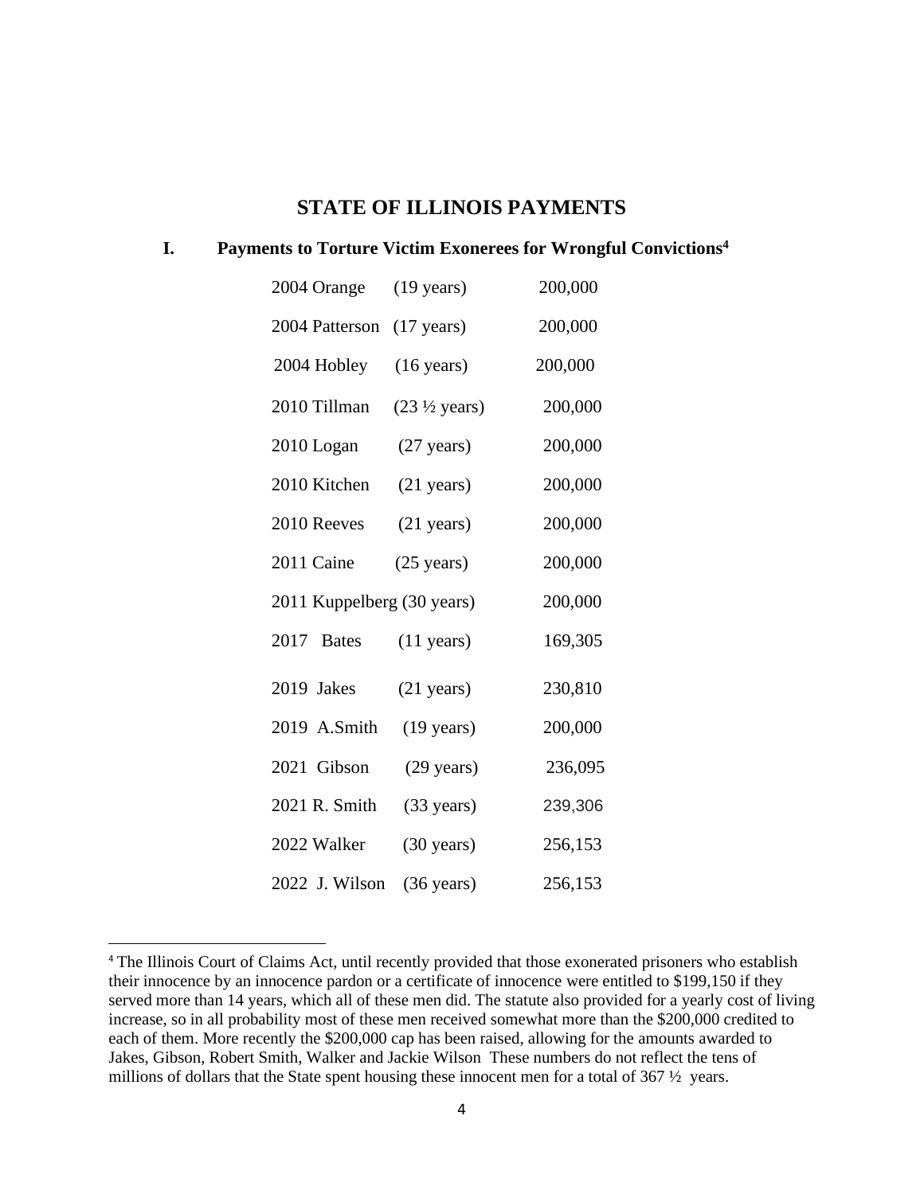## STATE OF ILLINOIS PAYMENTS

### I. Payments to Torture Victim Exonerees for Wrongful Convictions[4]

| Year | Name | Years | Amount |
|---|---|---|---|
| 2004 | Orange | (19 years) | 200,000 |
| 2004 | Patterson | (17 years) | 200,000 |
| 2004 | Hobley | (16 years) | 200,000 |
| 2010 | Tillman | (23 ½ years) | 200,000 |
| 2010 | Logan | (27 years) | 200,000 |
| 2010 | Kitchen | (21 years) | 200,000 |
| 2010 | Reeves | (21 years) | 200,000 |
| 2011 | Caine | (25 years) | 200,000 |
| 2011 | Kuppelberg | (30 years) | 200,000 |
| 2017 | Bates | (11 years) | 169,305 |
| 2019 | Jakes | (21 years) | 230,810 |
| 2019 | A.Smith | (19 years) | 200,000 |
| 2021 | Gibson | (29 years) | 236,095 |
| 2021 | R. Smith | (33 years) | 239,306 |
| 2022 | Walker | (30 years) | 256,153 |
| 2022 | J. Wilson | (36 years) | 256,153 |

[4] The Illinois Court of Claims Act, until recently provided that those exonerated prisoners who establish their innocence by an innocence pardon or a certificate of innocence were entitled to $199,150 if they served more than 14 years, which all of these men did. The statute also provided for a yearly cost of living increase, so in all probability most of these men received somewhat more than the $200,000 credited to each of them. More recently the $200,000 cap has been raised, allowing for the amounts awarded to Jakes, Gibson, Robert Smith, Walker and Jackie Wilson These numbers do not reflect the tens of millions of dollars that the State spent housing these innocent men for a total of 367 ½ years.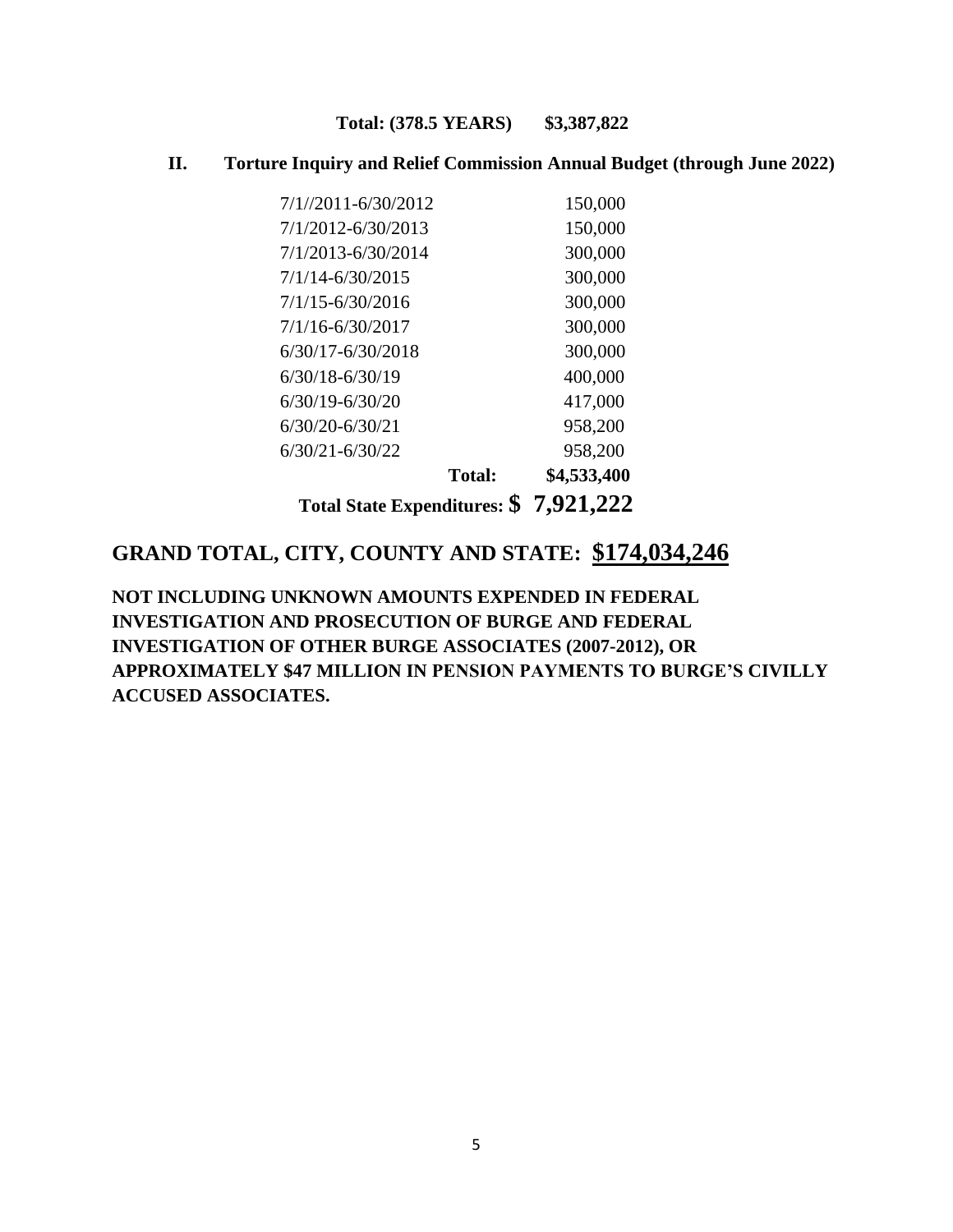**Total: (378.5 YEARS) $3,387,822**

## II. Torture Inquiry and Relief Commission Annual Budget (through June 2022)

| Period | Amount |
|---|---|
| 7/1//2011-6/30/2012 | 150,000 |
| 7/1/2012-6/30/2013 | 150,000 |
| 7/1/2013-6/30/2014 | 300,000 |
| 7/1/14-6/30/2015 | 300,000 |
| 7/1/15-6/30/2016 | 300,000 |
| 7/1/16-6/30/2017 | 300,000 |
| 6/30/17-6/30/2018 | 300,000 |
| 6/30/18-6/30/19 | 400,000 |
| 6/30/19-6/30/20 | 417,000 |
| 6/30/20-6/30/21 | 958,200 |
| 6/30/21-6/30/22 | 958,200 |
| **Total:** | **$4,533,400** |

**Total State Expenditures: $ 7,921,222**

## GRAND TOTAL, CITY, COUNTY AND STATE: <u>$174,034,246</u>

**NOT INCLUDING UNKNOWN AMOUNTS EXPENDED IN FEDERAL INVESTIGATION AND PROSECUTION OF BURGE AND FEDERAL INVESTIGATION OF OTHER BURGE ASSOCIATES (2007-2012), OR APPROXIMATELY $47 MILLION IN PENSION PAYMENTS TO BURGE'S CIVILLY ACCUSED ASSOCIATES.**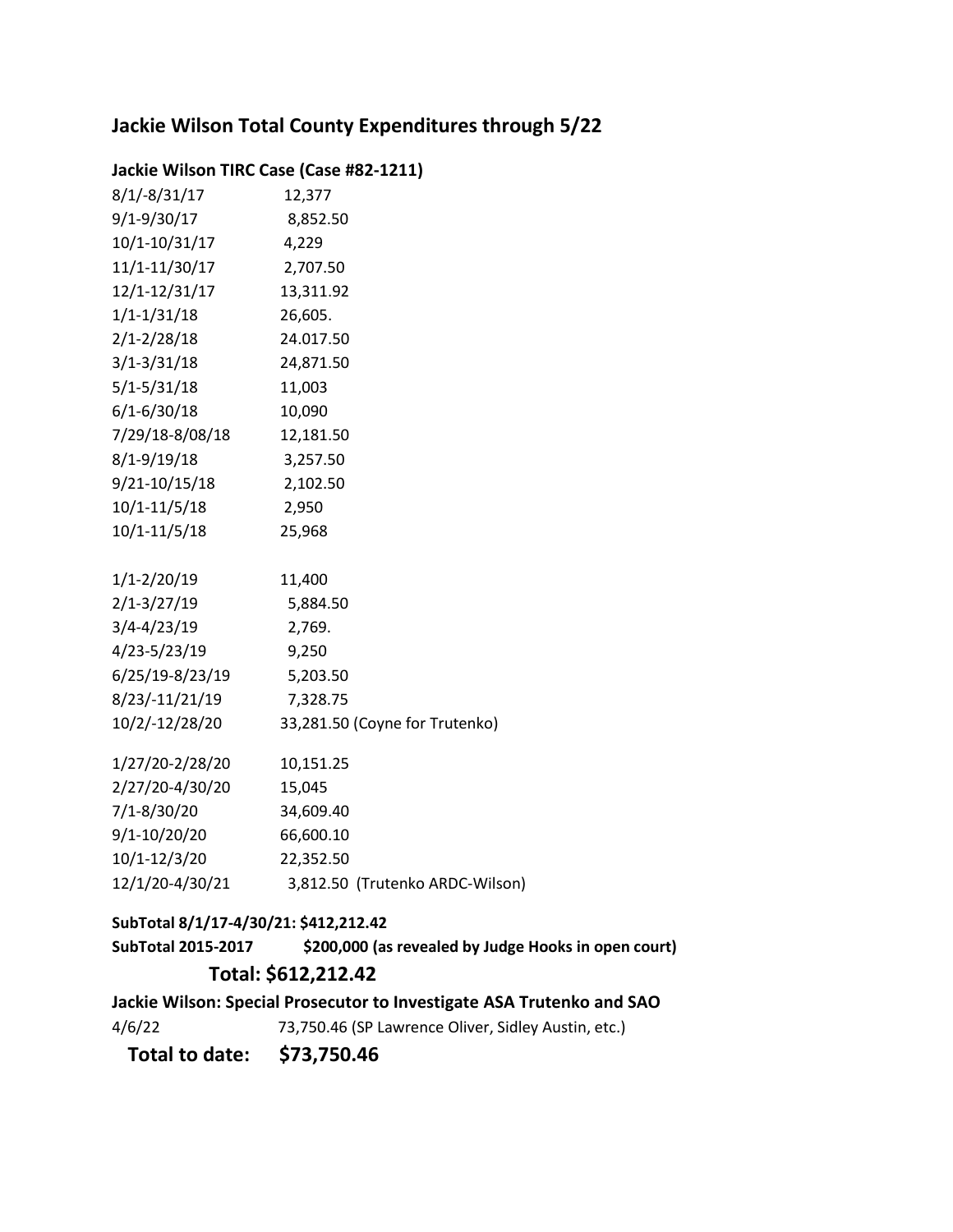## Jackie Wilson Total County Expenditures through 5/22

### Jackie Wilson TIRC Case (Case #82-1211)

| | |
|---|---|
| 8/1/-8/31/17 | 12,377 |
| 9/1-9/30/17 | 8,852.50 |
| 10/1-10/31/17 | 4,229 |
| 11/1-11/30/17 | 2,707.50 |
| 12/1-12/31/17 | 13,311.92 |
| 1/1-1/31/18 | 26,605. |
| 2/1-2/28/18 | 24.017.50 |
| 3/1-3/31/18 | 24,871.50 |
| 5/1-5/31/18 | 11,003 |
| 6/1-6/30/18 | 10,090 |
| 7/29/18-8/08/18 | 12,181.50 |
| 8/1-9/19/18 | 3,257.50 |
| 9/21-10/15/18 | 2,102.50 |
| 10/1-11/5/18 | 2,950 |
| 10/1-11/5/18 | 25,968 |
| | |
| 1/1-2/20/19 | 11,400 |
| 2/1-3/27/19 | 5,884.50 |
| 3/4-4/23/19 | 2,769. |
| 4/23-5/23/19 | 9,250 |
| 6/25/19-8/23/19 | 5,203.50 |
| 8/23/-11/21/19 | 7,328.75 |
| 10/2/-12/28/20 | 33,281.50 (Coyne for Trutenko) |
| | |
| 1/27/20-2/28/20 | 10,151.25 |
| 2/27/20-4/30/20 | 15,045 |
| 7/1-8/30/20 | 34,609.40 |
| 9/1-10/20/20 | 66,600.10 |
| 10/1-12/3/20 | 22,352.50 |
| 12/1/20-4/30/21 | 3,812.50 (Trutenko ARDC-Wilson) |

**SubTotal 8/1/17-4/30/21: $412,212.42**

**SubTotal 2015-2017 $200,000 (as revealed by Judge Hooks in open court)**

**Total: $612,212.42**

**Jackie Wilson: Special Prosecutor to Investigate ASA Trutenko and SAO**

4/6/22 73,750.46 (SP Lawrence Oliver, Sidley Austin, etc.)

**Total to date: $73,750.46**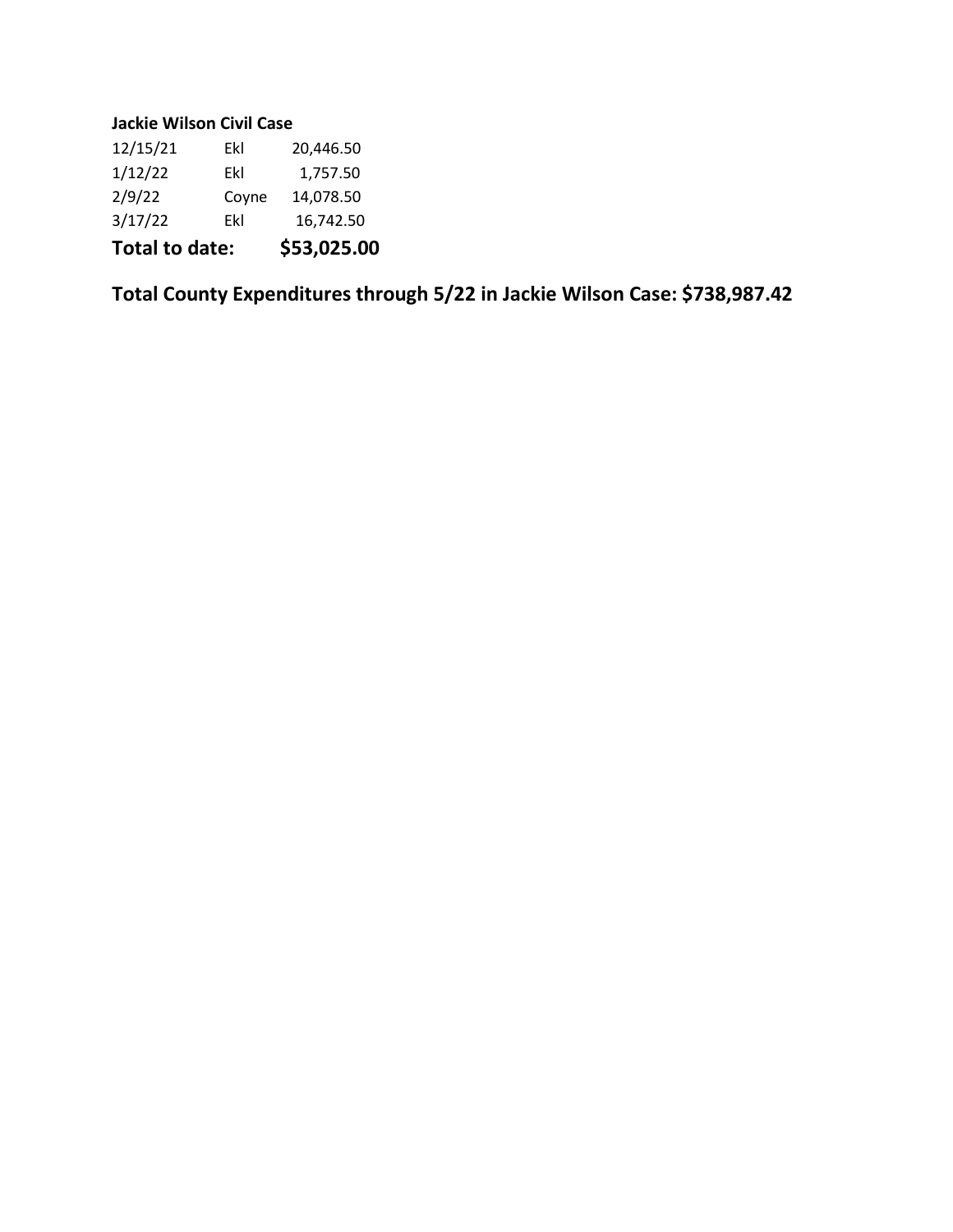**Jackie Wilson Civil Case**

| | | |
|---|---|---|
| 12/15/21 | Ekl | 20,446.50 |
| 1/12/22 | Ekl | 1,757.50 |
| 2/9/22 | Coyne | 14,078.50 |
| 3/17/22 | Ekl | 16,742.50 |
| **Total to date:** | | **$53,025.00** |

**Total County Expenditures through 5/22 in Jackie Wilson Case: $738,987.42**